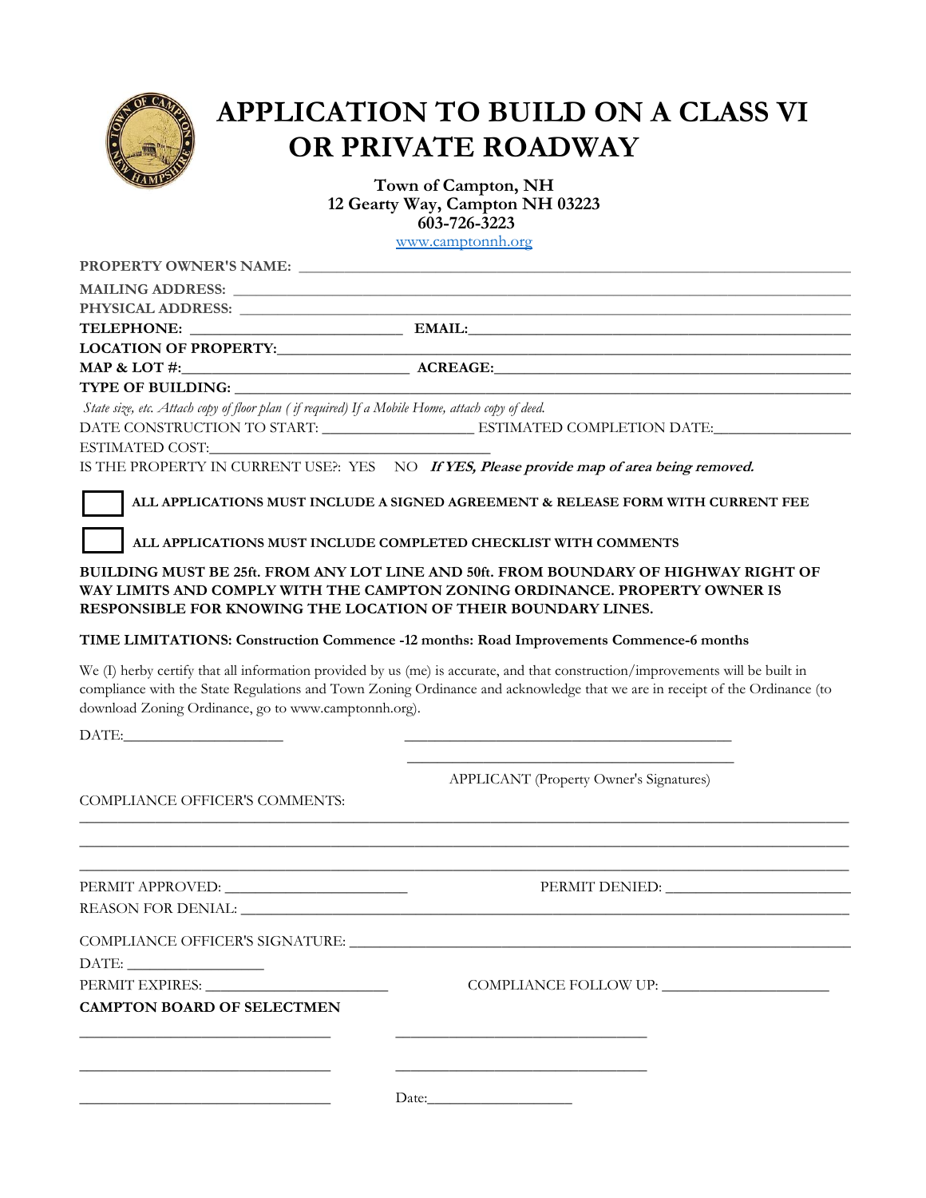# APPLICATION TO BUILD ON A CLASS VI OR PRIVATE ROADWAY

**Town of Campton, NH**
**12 Gearty Way, Campton NH 03223**
**603-726-3223**
www.camptonnh.org

**PROPERTY OWNER'S NAME:** ___________________________________________

**MAILING ADDRESS:** ___________________________________________

**PHYSICAL ADDRESS:** ___________________________________________

**TELEPHONE:** ____________________ **EMAIL:**____________________

**LOCATION OF PROPERTY:**___________________________________________

**MAP & LOT #:**____________________ **ACREAGE:**____________________

**TYPE OF BUILDING:** ___________________________________________

*State size, etc. Attach copy of floor plan ( if required) If a Mobile Home, attach copy of deed.*

DATE CONSTRUCTION TO START: ____________________ ESTIMATED COMPLETION DATE:____________________

ESTIMATED COST:____________________

IS THE PROPERTY IN CURRENT USE?: YES NO ***If YES, Please provide map of area being removed.***

☐ **ALL APPLICATIONS MUST INCLUDE A SIGNED AGREEMENT & RELEASE FORM WITH CURRENT FEE**

☐ **ALL APPLICATIONS MUST INCLUDE COMPLETED CHECKLIST WITH COMMENTS**

**BUILDING MUST BE 25ft. FROM ANY LOT LINE AND 50ft. FROM BOUNDARY OF HIGHWAY RIGHT OF WAY LIMITS AND COMPLY WITH THE CAMPTON ZONING ORDINANCE. PROPERTY OWNER IS RESPONSIBLE FOR KNOWING THE LOCATION OF THEIR BOUNDARY LINES.**

**TIME LIMITATIONS: Construction Commence -12 months: Road Improvements Commence-6 months**

We (I) herby certify that all information provided by us (me) is accurate, and that construction/improvements will be built in compliance with the State Regulations and Town Zoning Ordinance and acknowledge that we are in receipt of the Ordinance (to download Zoning Ordinance, go to www.camptonnh.org).

DATE:____________________ ____________________________________

____________________________________

APPLICANT (Property Owner's Signatures)

COMPLIANCE OFFICER'S COMMENTS:

___________________________________________

___________________________________________

___________________________________________

PERMIT APPROVED: ____________________ PERMIT DENIED: ____________________

REASON FOR DENIAL: ___________________________________________

COMPLIANCE OFFICER'S SIGNATURE: ___________________________________________

DATE: ____________________

PERMIT EXPIRES: ____________________ COMPLIANCE FOLLOW UP: ____________________

**CAMPTON BOARD OF SELECTMEN**

____________________ ____________________

____________________ ____________________

____________________ Date:____________________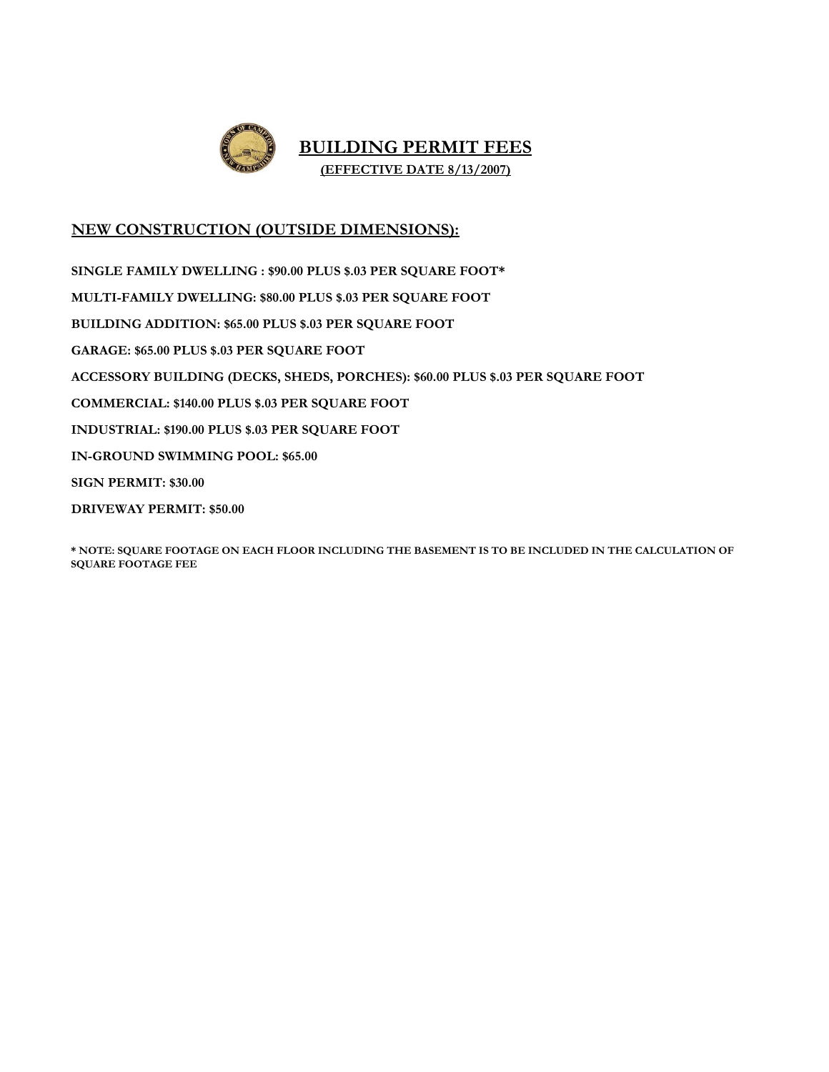# BUILDING PERMIT FEES

**(EFFECTIVE DATE 8/13/2007)**

## NEW CONSTRUCTION (OUTSIDE DIMENSIONS):

**SINGLE FAMILY DWELLING : $90.00 PLUS $.03 PER SQUARE FOOT***

**MULTI-FAMILY DWELLING: $80.00 PLUS $.03 PER SQUARE FOOT**

**BUILDING ADDITION: $65.00 PLUS $.03 PER SQUARE FOOT**

**GARAGE: $65.00 PLUS $.03 PER SQUARE FOOT**

**ACCESSORY BUILDING (DECKS, SHEDS, PORCHES): $60.00 PLUS $.03 PER SQUARE FOOT**

**COMMERCIAL: $140.00 PLUS $.03 PER SQUARE FOOT**

**INDUSTRIAL: $190.00 PLUS $.03 PER SQUARE FOOT**

**IN-GROUND SWIMMING POOL: $65.00**

**SIGN PERMIT: $30.00**

**DRIVEWAY PERMIT: $50.00**

**\* NOTE: SQUARE FOOTAGE ON EACH FLOOR INCLUDING THE BASEMENT IS TO BE INCLUDED IN THE CALCULATION OF SQUARE FOOTAGE FEE**